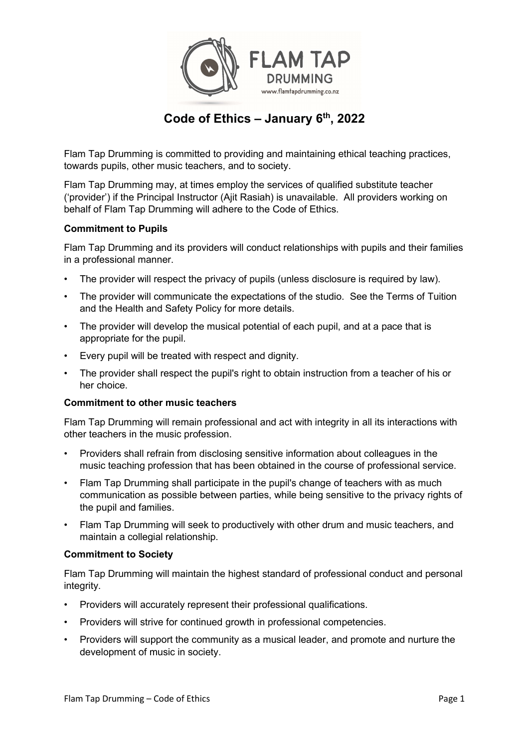# Code of Ethics – January 6th, 2022

Flam Tap Drumming is committed to providing and maintaining ethical teaching practices, towards pupils, other music teachers, and to society.

Flam Tap Drumming may, at times employ the services of qualified substitute teacher ('provider') if the Principal Instructor (Ajit Rasiah) is unavailable. All providers working on behalf of Flam Tap Drumming will adhere to the Code of Ethics.

**Commitment to Pupils**

Flam Tap Drumming and its providers will conduct relationships with pupils and their families in a professional manner.

- The provider will respect the privacy of pupils (unless disclosure is required by law).
- The provider will communicate the expectations of the studio. See the Terms of Tuition and the Health and Safety Policy for more details.
- The provider will develop the musical potential of each pupil, and at a pace that is appropriate for the pupil.
- Every pupil will be treated with respect and dignity.
- The provider shall respect the pupil's right to obtain instruction from a teacher of his or her choice.

**Commitment to other music teachers**

Flam Tap Drumming will remain professional and act with integrity in all its interactions with other teachers in the music profession.

- Providers shall refrain from disclosing sensitive information about colleagues in the music teaching profession that has been obtained in the course of professional service.
- Flam Tap Drumming shall participate in the pupil's change of teachers with as much communication as possible between parties, while being sensitive to the privacy rights of the pupil and families.
- Flam Tap Drumming will seek to productively with other drum and music teachers, and maintain a collegial relationship.

**Commitment to Society**

Flam Tap Drumming will maintain the highest standard of professional conduct and personal integrity.

- Providers will accurately represent their professional qualifications.
- Providers will strive for continued growth in professional competencies.
- Providers will support the community as a musical leader, and promote and nurture the development of music in society.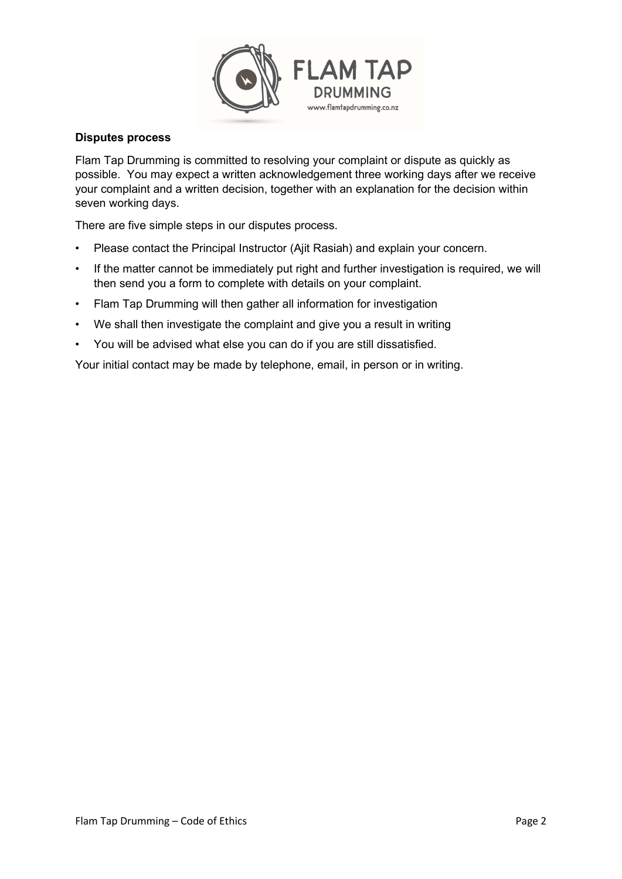## Disputes process

Flam Tap Drumming is committed to resolving your complaint or dispute as quickly as possible. You may expect a written acknowledgement three working days after we receive your complaint and a written decision, together with an explanation for the decision within seven working days.

There are five simple steps in our disputes process.

- Please contact the Principal Instructor (Ajit Rasiah) and explain your concern.
- If the matter cannot be immediately put right and further investigation is required, we will then send you a form to complete with details on your complaint.
- Flam Tap Drumming will then gather all information for investigation
- We shall then investigate the complaint and give you a result in writing
- You will be advised what else you can do if you are still dissatisfied.

Your initial contact may be made by telephone, email, in person or in writing.